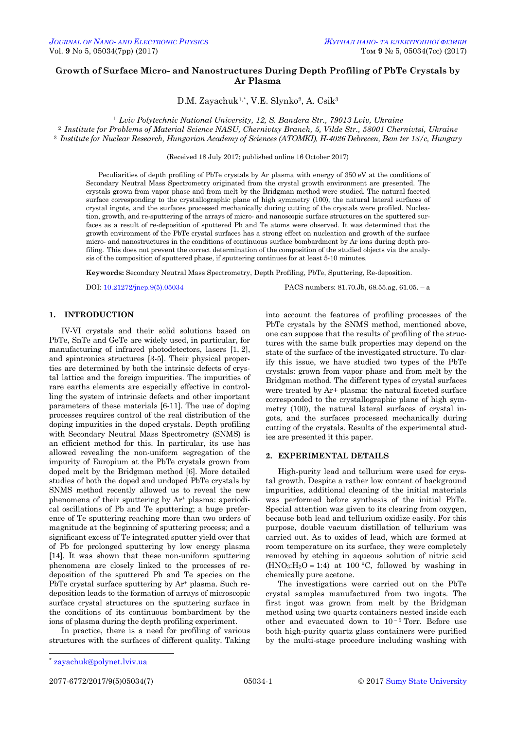# Growth of Surface Micro- and Nanostructures During Depth Profiling of PbTe Crystals by Ar Plasma

D.M. Zayachuk[1,*], V.E. Slynko[2], A. Csik[3]

[1] *Lviv Polytechnic National University, 12, S. Bandera Str., 79013 Lviv, Ukraine*
[2] *Institute for Problems of Material Science NASU, Chernivtsy Branch, 5, Vilde Str., 58001 Chernivtsi, Ukraine*
[3] *Institute for Nuclear Research, Hungarian Academy of Sciences (ATOMKI), H-4026 Debrecen, Bem ter 18/c, Hungary*

(Received 18 July 2017; published online 16 October 2017)

Peculiarities of depth profiling of PbTe crystals by Ar plasma with energy of 350 eV at the conditions of Secondary Neutral Mass Spectrometry originated from the crystal growth environment are presented. The crystals grown from vapor phase and from melt by the Bridgman method were studied. The natural faceted surface corresponding to the crystallographic plane of high symmetry (100), the natural lateral surfaces of crystal ingots, and the surfaces processed mechanically during cutting of the crystals were profiled. Nucleation, growth, and re-sputtering of the arrays of micro- and nanoscopic surface structures on the sputtered surfaces as a result of re-deposition of sputtered Pb and Te atoms were observed. It was determined that the growth environment of the PbTe crystal surfaces has a strong effect on nucleation and growth of the surface micro- and nanostructures in the conditions of continuous surface bombardment by Ar ions during depth profiling. This does not prevent the correct determination of the composition of the studied objects via the analysis of the composition of sputtered phase, if sputtering continues for at least 5-10 minutes.

**Keywords:** Secondary Neutral Mass Spectrometry, Depth Profiling, PbTe, Sputtering, Re-deposition.

DOI: 10.21272/jnep.9(5).05034 PACS numbers: 81.70.Jb, 68.55.ag, 61.05. – a

## 1. INTRODUCTION

IV-VI crystals and their solid solutions based on PbTe, SnTe and GeTe are widely used, in particular, for manufacturing of infrared photodetectors, lasers [1, 2], and spintronics structures [3-5]. Their physical properties are determined by both the intrinsic defects of crystal lattice and the foreign impurities. The impurities of rare earths elements are especially effective in controlling the system of intrinsic defects and other important parameters of these materials [6-11]. The use of doping processes requires control of the real distribution of the doping impurities in the doped crystals. Depth profiling with Secondary Neutral Mass Spectrometry (SNMS) is an efficient method for this. In particular, its use has allowed revealing the non-uniform segregation of the impurity of Europium at the PbTe crystals grown from doped melt by the Bridgman method [6]. More detailed studies of both the doped and undoped PbTe crystals by SNMS method recently allowed us to reveal the new phenomena of their sputtering by $Ar^+$ plasma: aperiodical oscillations of Pb and Te sputtering; a huge preference of Te sputtering reaching more than two orders of magnitude at the beginning of sputtering process; and a significant excess of Te integrated sputter yield over that of Pb for prolonged sputtering by low energy plasma [14]. It was shown that these non-uniform sputtering phenomena are closely linked to the processes of re-deposition of the sputtered Pb and Te species on the PbTe crystal surface sputtering by $Ar^+$ plasma. Such re-deposition leads to the formation of arrays of microscopic surface crystal structures on the sputtering surface in the conditions of its continuous bombardment by the ions of plasma during the depth profiling experiment.

In practice, there is a need for profiling of various structures with the surfaces of different quality. Taking into account the features of profiling processes of the PbTe crystals by the SNMS method, mentioned above, one can suppose that the results of profiling of the structures with the same bulk properties may depend on the state of the surface of the investigated structure. To clarify this issue, we have studied two types of the PbTe crystals: grown from vapor phase and from melt by the Bridgman method. The different types of crystal surfaces were treated by Ar+ plasma: the natural faceted surface corresponded to the crystallographic plane of high symmetry (100), the natural lateral surfaces of crystal ingots, and the surfaces processed mechanically during cutting of the crystals. Results of the experimental studies are presented it this paper.

## 2. EXPERIMENTAL DETAILS

High-purity lead and tellurium were used for crystal growth. Despite a rather low content of background impurities, additional cleaning of the initial materials was performed before synthesis of the initial PbTe. Special attention was given to its clearing from oxygen, because both lead and tellurium oxidize easily. For this purpose, double vacuum distillation of tellurium was carried out. As to oxides of lead, which are formed at room temperature on its surface, they were completely removed by etching in aqueous solution of nitric acid ($HNO_3$:$H_2O$ = 1:4) at 100 °C, followed by washing in chemically pure acetone.

The investigations were carried out on the PbTe crystal samples manufactured from two ingots. The first ingot was grown from melt by the Bridgman method using two quartz containers nested inside each other and evacuated down to $10^{-5}$ Torr. Before use both high-purity quartz glass containers were purified by the multi-stage procedure including washing with

---

* zayachuk@polynet.lviv.ua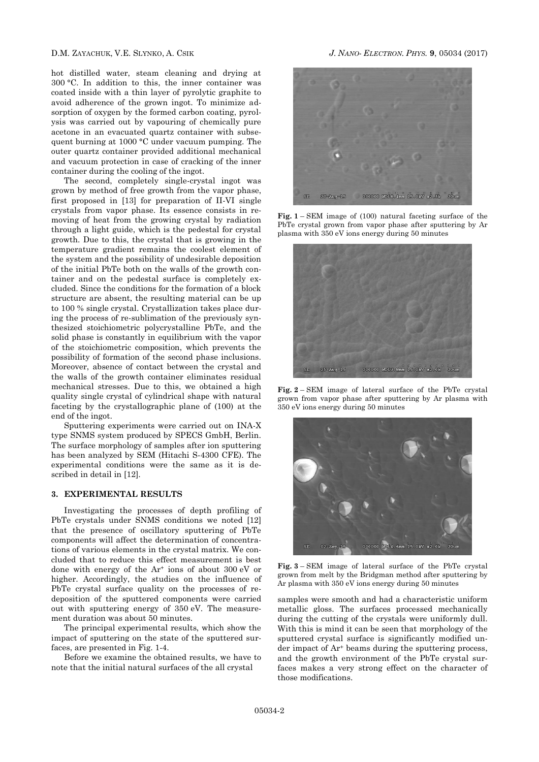hot distilled water, steam cleaning and drying at 300 °C. In addition to this, the inner container was coated inside with a thin layer of pyrolytic graphite to avoid adherence of the grown ingot. To minimize adsorption of oxygen by the formed carbon coating, pyrolysis was carried out by vapouring of chemically pure acetone in an evacuated quartz container with subsequent burning at 1000 °C under vacuum pumping. The outer quartz container provided additional mechanical and vacuum protection in case of cracking of the inner container during the cooling of the ingot.

The second, completely single-crystal ingot was grown by method of free growth from the vapor phase, first proposed in [13] for preparation of II-VI single crystals from vapor phase. Its essence consists in removing of heat from the growing crystal by radiation through a light guide, which is the pedestal for crystal growth. Due to this, the crystal that is growing in the temperature gradient remains the coolest element of the system and the possibility of undesirable deposition of the initial PbTe both on the walls of the growth container and on the pedestal surface is completely excluded. Since the conditions for the formation of a block structure are absent, the resulting material can be up to 100 % single crystal. Crystallization takes place during the process of re-sublimation of the previously synthesized stoichiometric polycrystalline PbTe, and the solid phase is constantly in equilibrium with the vapor of the stoichiometric composition, which prevents the possibility of formation of the second phase inclusions. Moreover, absence of contact between the crystal and the walls of the growth container eliminates residual mechanical stresses. Due to this, we obtained a high quality single crystal of cylindrical shape with natural faceting by the crystallographic plane of (100) at the end of the ingot.

Sputtering experiments were carried out on INA-X type SNMS system produced by SPECS GmbH, Berlin. The surface morphology of samples after ion sputtering has been analyzed by SEM (Hitachi S-4300 CFE). The experimental conditions were the same as it is described in detail in [12].

## 3. EXPERIMENTAL RESULTS

Investigating the processes of depth profiling of PbTe crystals under SNMS conditions we noted [12] that the presence of oscillatory sputtering of PbTe components will affect the determination of concentrations of various elements in the crystal matrix. We concluded that to reduce this effect measurement is best done with energy of the $Ar^+$ ions of about 300 eV or higher. Accordingly, the studies on the influence of PbTe crystal surface quality on the processes of redeposition of the sputtered components were carried out with sputtering energy of 350 eV. The measurement duration was about 50 minutes.

The principal experimental results, which show the impact of sputtering on the state of the sputtered surfaces, are presented in Fig. 1-4.

Before we examine the obtained results, we have to note that the initial natural surfaces of the all crystal samples were smooth and had a characteristic uniform metallic gloss. The surfaces processed mechanically during the cutting of the crystals were uniformly dull. With this is mind it can be seen that morphology of the sputtered crystal surface is significantly modified under impact of $Ar^+$ beams during the sputtering process, and the growth environment of the PbTe crystal surfaces makes a very strong effect on the character of those modifications.

**Fig. 1** – SEM image of (100) natural faceting surface of the PbTe crystal grown from vapor phase after sputtering by Ar plasma with 350 eV ions energy during 50 minutes

**Fig. 2** – SEM image of lateral surface of the PbTe crystal grown from vapor phase after sputtering by Ar plasma with 350 eV ions energy during 50 minutes

**Fig. 3** – SEM image of lateral surface of the PbTe crystal grown from melt by the Bridgman method after sputtering by Ar plasma with 350 eV ions energy during 50 minutes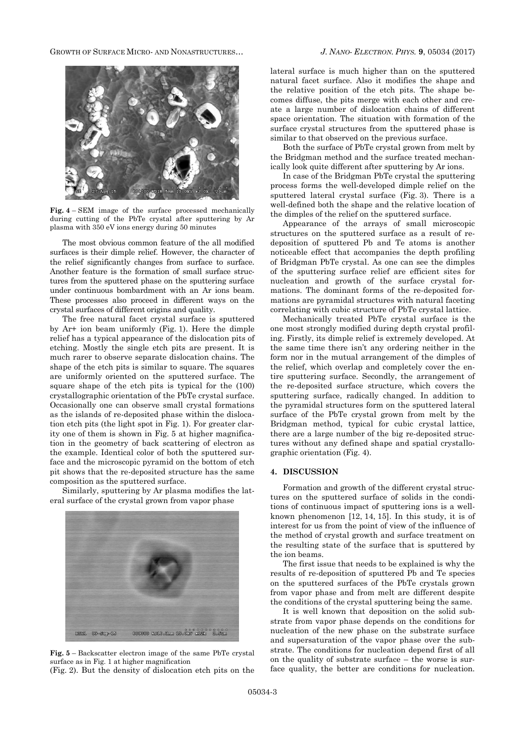**Fig. 4** – SEM image of the surface processed mechanically during cutting of the PbTe crystal after sputtering by Ar plasma with 350 eV ions energy during 50 minutes

The most obvious common feature of the all modified surfaces is their dimple relief. However, the character of the relief significantly changes from surface to surface. Another feature is the formation of small surface structures from the sputtered phase on the sputtering surface under continuous bombardment with an Ar ions beam. These processes also proceed in different ways on the crystal surfaces of different origins and quality.

The free natural facet crystal surface is sputtered by Ar+ ion beam uniformly (Fig. 1). Here the dimple relief has a typical appearance of the dislocation pits of etching. Mostly the single etch pits are present. It is much rarer to observe separate dislocation chains. The shape of the etch pits is similar to square. The squares are uniformly oriented on the sputtered surface. The square shape of the etch pits is typical for the (100) crystallographic orientation of the PbTe crystal surface. Occasionally one can observe small crystal formations as the islands of re-deposited phase within the dislocation etch pits (the light spot in Fig. 1). For greater clarity one of them is shown in Fig. 5 at higher magnification in the geometry of back scattering of electron as the example. Identical color of both the sputtered surface and the microscopic pyramid on the bottom of etch pit shows that the re-deposited structure has the same composition as the sputtered surface.

Similarly, sputtering by Ar plasma modifies the lateral surface of the crystal grown from vapor phase (Fig. 2). But the density of dislocation etch pits on the lateral surface is much higher than on the sputtered natural facet surface. Also it modifies the shape and the relative position of the etch pits. The shape becomes diffuse, the pits merge with each other and create a large number of dislocation chains of different space orientation. The situation with formation of the surface crystal structures from the sputtered phase is similar to that observed on the previous surface.

**Fig. 5** – Backscatter electron image of the same PbTe crystal surface as in Fig. 1 at higher magnification

Both the surface of PbTe crystal grown from melt by the Bridgman method and the surface treated mechanically look quite different after sputtering by Ar ions.

In case of the Bridgman PbTe crystal the sputtering process forms the well-developed dimple relief on the sputtered lateral crystal surface (Fig. 3). There is a well-defined both the shape and the relative location of the dimples of the relief on the sputtered surface.

Appearance of the arrays of small microscopic structures on the sputtered surface as a result of redeposition of sputtered Pb and Te atoms is another noticeable effect that accompanies the depth profiling of Bridgman PbTe crystal. As one can see the dimples of the sputtering surface relief are efficient sites for nucleation and growth of the surface crystal formations. The dominant forms of the re-deposited formations are pyramidal structures with natural faceting correlating with cubic structure of PbTe crystal lattice.

Mechanically treated PbTe crystal surface is the one most strongly modified during depth crystal profiling. Firstly, its dimple relief is extremely developed. At the same time there isn't any ordering neither in the form nor in the mutual arrangement of the dimples of the relief, which overlap and completely cover the entire sputtering surface. Secondly, the arrangement of the re-deposited surface structure, which covers the sputtering surface, radically changed. In addition to the pyramidal structures form on the sputtered lateral surface of the PbTe crystal grown from melt by the Bridgman method, typical for cubic crystal lattice, there are a large number of the big re-deposited structures without any defined shape and spatial crystallographic orientation (Fig. 4).

## 4. DISCUSSION

Formation and growth of the different crystal structures on the sputtered surface of solids in the conditions of continuous impact of sputtering ions is a well-known phenomenon [12, 14, 15]. In this study, it is of interest for us from the point of view of the influence of the method of crystal growth and surface treatment on the resulting state of the surface that is sputtered by the ion beams.

The first issue that needs to be explained is why the results of re-deposition of sputtered Pb and Te species on the sputtered surfaces of the PbTe crystals grown from vapor phase and from melt are different despite the conditions of the crystal sputtering being the same.

It is well known that deposition on the solid substrate from vapor phase depends on the conditions for nucleation of the new phase on the substrate surface and supersaturation of the vapor phase over the substrate. The conditions for nucleation depend first of all on the quality of substrate surface – the worse is surface quality, the better are conditions for nucleation.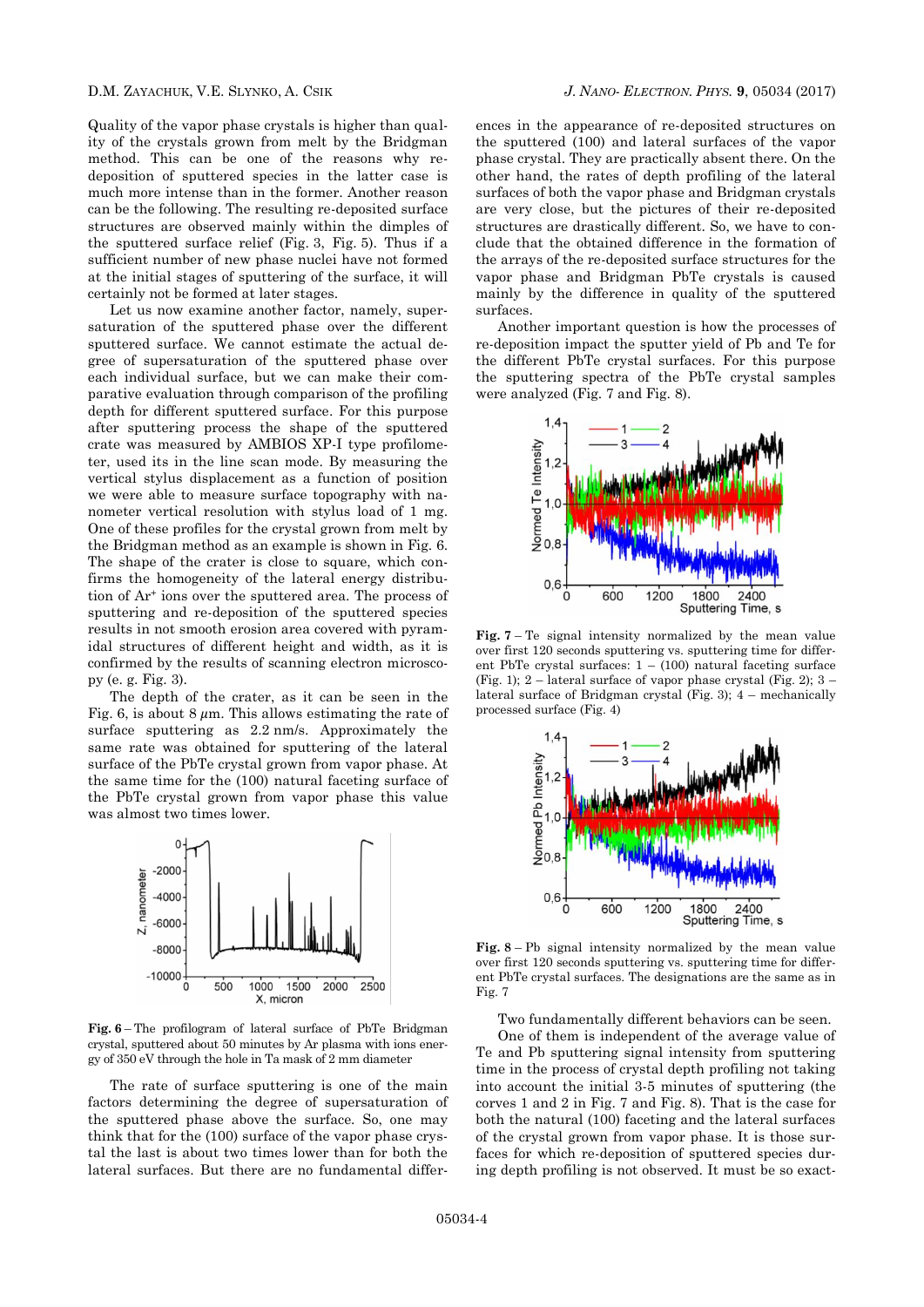Quality of the vapor phase crystals is higher than quality of the crystals grown from melt by the Bridgman method. This can be one of the reasons why re-deposition of sputtered species in the latter case is much more intense than in the former. Another reason can be the following. The resulting re-deposited surface structures are observed mainly within the dimples of the sputtered surface relief (Fig. 3, Fig. 5). Thus if a sufficient number of new phase nuclei have not formed at the initial stages of sputtering of the surface, it will certainly not be formed at later stages.

Let us now examine another factor, namely, supersaturation of the sputtered phase over the different sputtered surface. We cannot estimate the actual degree of supersaturation of the sputtered phase over each individual surface, but we can make their comparative evaluation through comparison of the profiling depth for different sputtered surface. For this purpose after sputtering process the shape of the sputtered crate was measured by AMBIOS XP-I type profilometer, used its in the line scan mode. By measuring the vertical stylus displacement as a function of position we were able to measure surface topography with nanometer vertical resolution with stylus load of 1 mg. One of these profiles for the crystal grown from melt by the Bridgman method as an example is shown in Fig. 6. The shape of the crater is close to square, which confirms the homogeneity of the lateral energy distribution of $Ar^+$ ions over the sputtered area. The process of sputtering and re-deposition of the sputtered species results in not smooth erosion area covered with pyramidal structures of different height and width, as it is confirmed by the results of scanning electron microscopy (e. g. Fig. 3).

The depth of the crater, as it can be seen in the Fig. 6, is about 8 $\mu$m. This allows estimating the rate of surface sputtering as 2.2 nm/s. Approximately the same rate was obtained for sputtering of the lateral surface of the PbTe crystal grown from vapor phase. At the same time for the (100) natural faceting surface of the PbTe crystal grown from vapor phase this value was almost two times lower.

**Fig. 6** – The profilogram of lateral surface of PbTe Bridgman crystal, sputtered about 50 minutes by Ar plasma with ions energy of 350 eV through the hole in Ta mask of 2 mm diameter

The rate of surface sputtering is one of the main factors determining the degree of supersaturation of the sputtered phase above the surface. So, one may think that for the (100) surface of the vapor phase crystal the last is about two times lower than for both the lateral surfaces. But there are no fundamental differences in the appearance of re-deposited structures on the sputtered (100) and lateral surfaces of the vapor phase crystal. They are practically absent there. On the other hand, the rates of depth profiling of the lateral surfaces of both the vapor phase and Bridgman crystals are very close, but the pictures of their re-deposited structures are drastically different. So, we have to conclude that the obtained difference in the formation of the arrays of the re-deposited surface structures for the vapor phase and Bridgman PbTe crystals is caused mainly by the difference in quality of the sputtered surfaces.

Another important question is how the processes of re-deposition impact the sputter yield of Pb and Te for the different PbTe crystal surfaces. For this purpose the sputtering spectra of the PbTe crystal samples were analyzed (Fig. 7 and Fig. 8).

**Fig. 7** – Te signal intensity normalized by the mean value over first 120 seconds sputtering vs. sputtering time for different PbTe crystal surfaces: 1 – (100) natural faceting surface (Fig. 1); 2 – lateral surface of vapor phase crystal (Fig. 2); 3 – lateral surface of Bridgman crystal (Fig. 3); 4 – mechanically processed surface (Fig. 4)

**Fig. 8** – Pb signal intensity normalized by the mean value over first 120 seconds sputtering vs. sputtering time for different PbTe crystal surfaces. The designations are the same as in Fig. 7

Two fundamentally different behaviors can be seen.

One of them is independent of the average value of Te and Pb sputtering signal intensity from sputtering time in the process of crystal depth profiling not taking into account the initial 3-5 minutes of sputtering (the corves 1 and 2 in Fig. 7 and Fig. 8). That is the case for both the natural (100) faceting and the lateral surfaces of the crystal grown from vapor phase. It is those surfaces for which re-deposition of sputtered species during depth profiling is not observed. It must be so exact-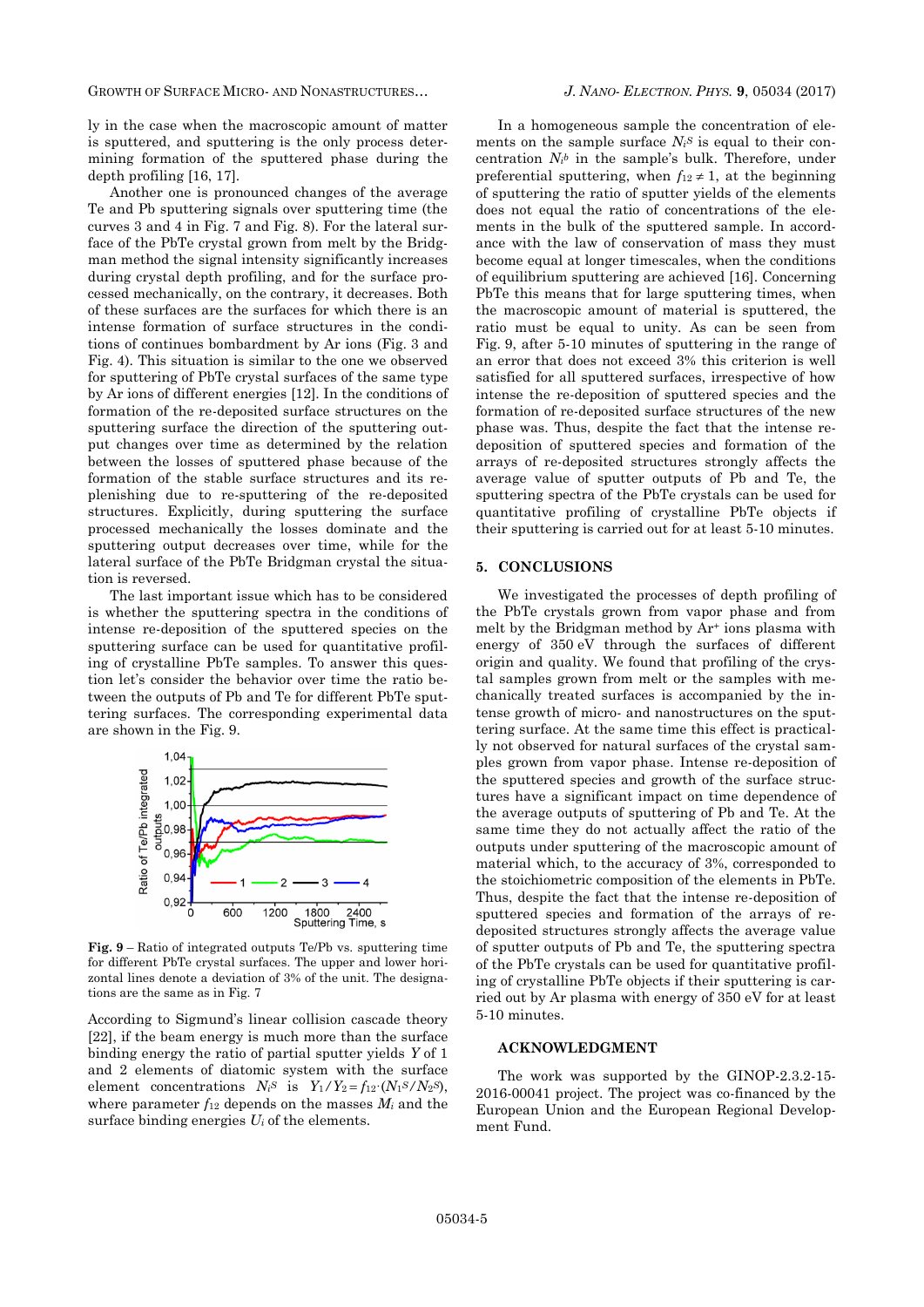ly in the case when the macroscopic amount of matter is sputtered, and sputtering is the only process determining formation of the sputtered phase during the depth profiling [16, 17].

Another one is pronounced changes of the average Te and Pb sputtering signals over sputtering time (the curves 3 and 4 in Fig. 7 and Fig. 8). For the lateral surface of the PbTe crystal grown from melt by the Bridgman method the signal intensity significantly increases during crystal depth profiling, and for the surface processed mechanically, on the contrary, it decreases. Both of these surfaces are the surfaces for which there is an intense formation of surface structures in the conditions of continues bombardment by Ar ions (Fig. 3 and Fig. 4). This situation is similar to the one we observed for sputtering of PbTe crystal surfaces of the same type by Ar ions of different energies [12]. In the conditions of formation of the re-deposited surface structures on the sputtering surface the direction of the sputtering output changes over time as determined by the relation between the losses of sputtered phase because of the formation of the stable surface structures and its replenishing due to re-sputtering of the re-deposited structures. Explicitly, during sputtering the surface processed mechanically the losses dominate and the sputtering output decreases over time, while for the lateral surface of the PbTe Bridgman crystal the situation is reversed.

The last important issue which has to be considered is whether the sputtering spectra in the conditions of intense re-deposition of the sputtered species on the sputtering surface can be used for quantitative profiling of crystalline PbTe samples. To answer this question let's consider the behavior over time the ratio between the outputs of Pb and Te for different PbTe sputtering surfaces. The corresponding experimental data are shown in the Fig. 9.

**Fig. 9** – Ratio of integrated outputs Te/Pb vs. sputtering time for different PbTe crystal surfaces. The upper and lower horizontal lines denote a deviation of 3% of the unit. The designations are the same as in Fig. 7

According to Sigmund's linear collision cascade theory [22], if the beam energy is much more than the surface binding energy the ratio of partial sputter yields $Y$ of 1 and 2 elements of diatomic system with the surface element concentrations $N_i^S$ is $Y_1/Y_2 = f_{12}\cdot(N_1^S/N_2^S)$, where parameter $f_{12}$ depends on the masses $M_i$ and the surface binding energies $U_i$ of the elements.

In a homogeneous sample the concentration of elements on the sample surface $N_i^S$ is equal to their concentration $N_i^b$ in the sample's bulk. Therefore, under preferential sputtering, when $f_{12} \neq 1$, at the beginning of sputtering the ratio of sputter yields of the elements does not equal the ratio of concentrations of the elements in the bulk of the sputtered sample. In accordance with the law of conservation of mass they must become equal at longer timescales, when the conditions of equilibrium sputtering are achieved [16]. Concerning PbTe this means that for large sputtering times, when the macroscopic amount of material is sputtered, the ratio must be equal to unity. As can be seen from Fig. 9, after 5-10 minutes of sputtering in the range of an error that does not exceed 3% this criterion is well satisfied for all sputtered surfaces, irrespective of how intense the re-deposition of sputtered species and the formation of re-deposited surface structures of the new phase was. Thus, despite the fact that the intense re-deposition of sputtered species and formation of the arrays of re-deposited structures strongly affects the average value of sputter outputs of Pb and Te, the sputtering spectra of the PbTe crystals can be used for quantitative profiling of crystalline PbTe objects if their sputtering is carried out for at least 5-10 minutes.

## 5. CONCLUSIONS

We investigated the processes of depth profiling of the PbTe crystals grown from vapor phase and from melt by the Bridgman method by $Ar^+$ ions plasma with energy of 350 eV through the surfaces of different origin and quality. We found that profiling of the crystal samples grown from melt or the samples with mechanically treated surfaces is accompanied by the intense growth of micro- and nanostructures on the sputtering surface. At the same time this effect is practically not observed for natural surfaces of the crystal samples grown from vapor phase. Intense re-deposition of the sputtered species and growth of the surface structures have a significant impact on time dependence of the average outputs of sputtering of Pb and Te. At the same time they do not actually affect the ratio of the outputs under sputtering of the macroscopic amount of material which, to the accuracy of 3%, corresponded to the stoichiometric composition of the elements in PbTe. Thus, despite the fact that the intense re-deposition of sputtered species and formation of the arrays of re-deposited structures strongly affects the average value of sputter outputs of Pb and Te, the sputtering spectra of the PbTe crystals can be used for quantitative profiling of crystalline PbTe objects if their sputtering is carried out by Ar plasma with energy of 350 eV for at least 5-10 minutes.

### ACKNOWLEDGMENT

The work was supported by the GINOP-2.3.2-15-2016-00041 project. The project was co-financed by the European Union and the European Regional Development Fund.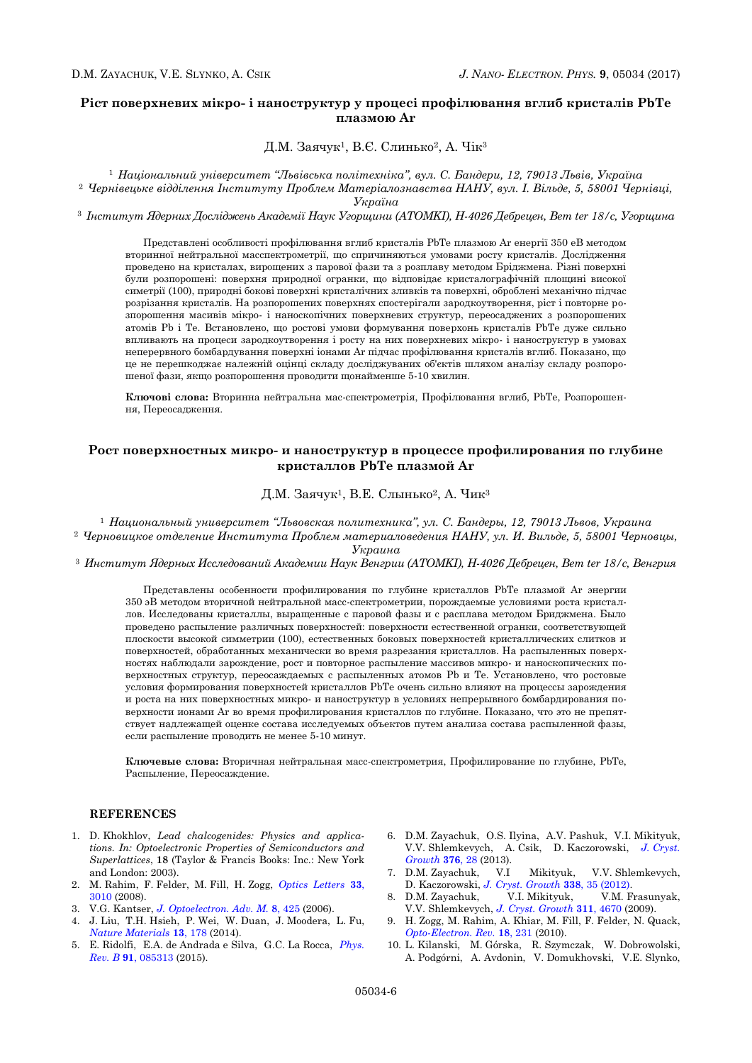## Ріст поверхневих мікро- і наноструктур у процесі профілювання вглиб кристалів PbTe плазмою Ar

Д.М. Заячук[1], В.Є. Слинько[2], А. Чік[3]

[1] *Національний університет "Львівська політехніка", вул. С. Бандери, 12, 79013 Львів, Україна*
[2] *Чернівецьке відділення Інституту Проблем Матеріалознавства НАНУ, вул. І. Вільде, 5, 58001 Чернівці, Україна*
[3] *Інститут Ядерних Досліджень Академії Наук Угорщини (ATOMKI), H-4026 Дебрецен, Bem ter 18/c, Угорщина*

Представлені особливості профілювання вглиб кристалів PbTe плазмою Ar енергії 350 еВ методом вторинної нейтральної масспектрометрії, що спричиняються умовами росту кристалів. Дослідження проведено на кристалах, вирощених з парової фази та з розплаву методом Бріджмена. Різні поверхні були розпорошені: поверхня природної огранки, що відповідає кристалографічній площині високої симетрії (100), природні бокові поверхні кристалічних зливків та поверхні, оброблені механічно підчас розрізання кристаліів. На розпорошених поверхнях спостерігали зародкоутворення, ріст і повторне розпорошення масивів мікро- і наноскопічних поверхневих структур, переосаджених з розпорошених атомів Pb і Te. Встановлено, що ростові умови формування поверхонь кристалів PbTe дуже сильно впливають на процеси зародкоутворення і росту на них поверхневих мікро- і наноструктур в умовах неперервного бомбардування поверхні іонами Ar підчас профілювання кристалів вглиб. Показано, що це не перешкоджає належній оцінці складу досліджуваних об'єктів шляхом аналізу складу розпорошеної фази, якщо розпорошення проводити щонайменше 5-10 хвилин.

**Ключові слова:** Вторинна нейтральна мас-спектрометрія, Профілювання вглиб, PbTe, Розпорошення, Переосадження.

## Рост поверхностных микро- и наноструктур в процессе профилирования по глубине кристаллов PbTe плазмой Ar

Д.М. Заячук[1], В.Е. Слынько[2], А. Чик[3]

[1] *Национальный университет "Львовская политехника", ул. С. Бандеры, 12, 79013 Львов, Украина*
[2] *Черновицкое отделение Института Проблем материаловедения НАНУ, ул. И. Вильде, 5, 58001 Черновцы, Украина*
[3] *Институт Ядерных Исследований Академии Наук Венгрии (ATOMKI), H-4026 Дебрецен, Bem ter 18/c, Венгрия*

Представлены особенности профилирования по глубине кристаллов PbTe плазмой Ar энергии 350 эВ методом вторичной нейтральной масс-спектрометрии, порождаемые условиями роста кристаллов. Исследованы кристаллы, выращенные с паровой фазы и с расплава методом Бриджмена. Было проведено распыление различных поверхностей: поверхности естественной огранки, соответствующей плоскости высокой симметрии (100), естественных боковых поверхностей кристаллических слитков и поверхностей, обработанных механически во время разрезания кристаллов. На распыленных поверхностях наблюдали зарождение, рост и повторное распыление массивов микро- и наноскопических поверхностных структур, переосаждаемых с распыленных атомов Pb и Te. Установлено, что ростовые условия формирования поверхностей кристаллов PbTe очень сильно влияют на процессы зарождения и роста на них поверхностных микро- и наноструктур в условиях непрерывного бомбардирования поверхности ионами Ar во время профилирования кристаллов по глубине. Показано, что это не препятствует надлежащей оценке состава исследуемых объектов путем анализа состава распыленной фазы, если распыление проводить не менее 5-10 минут.

**Ключевые слова:** Вторичная нейтральная масс-спектрометрия, Профилирование по глубине, PbTe, Распыление, Переосаждение.

## REFERENCES

1. D. Khokhlov, *Lead chalcogenides: Physics and applications. In: Optoelectronic Properties of Semiconductors and Superlattices*, **18** (Taylor & Francis Books: Inc.: New York and London: 2003).
2. M. Rahim, F. Felder, M. Fill, H. Zogg, *Optics Letters* **33**, 3010 (2008).
3. V.G. Kantser, *J. Optoelectron. Adv. M.* **8**, 425 (2006).
4. J. Liu, T.H. Hsieh, P. Wei, W. Duan, J. Moodera, L. Fu, *Nature Materials* **13**, 178 (2014).
5. E. Ridolfi, E.A. de Andrada e Silva, G.C. La Rocca, *Phys. Rev. B* **91**, 085313 (2015).
6. D.M. Zayachuk, O.S. Ilyina, A.V. Pashuk, V.I. Mikityuk, V.V. Shlemkevych, A. Csik, D. Kaczorowski, *J. Cryst. Growth* **376**, 28 (2013).
7. D.M. Zayachuk, V.I Mikityuk, V.V. Shlemkevych, D. Kaczorowski, *J. Cryst. Growth* **338**, 35 (2012).
8. D.M. Zayachuk, V.I. Mikityuk, V.M. Frasunyak, V.V. Shlemkevych, *J. Cryst. Growth* **311**, 4670 (2009).
9. H. Zogg, M. Rahim, A. Khiar, M. Fill, F. Felder, N. Quack, *Opto-Electron. Rev.* **18**, 231 (2010).
10. L. Kilanski, M. Górska, R. Szymczak, W. Dobrowolski, A. Podgórni, A. Avdonin, V. Domukhovski, V.E. Slynko,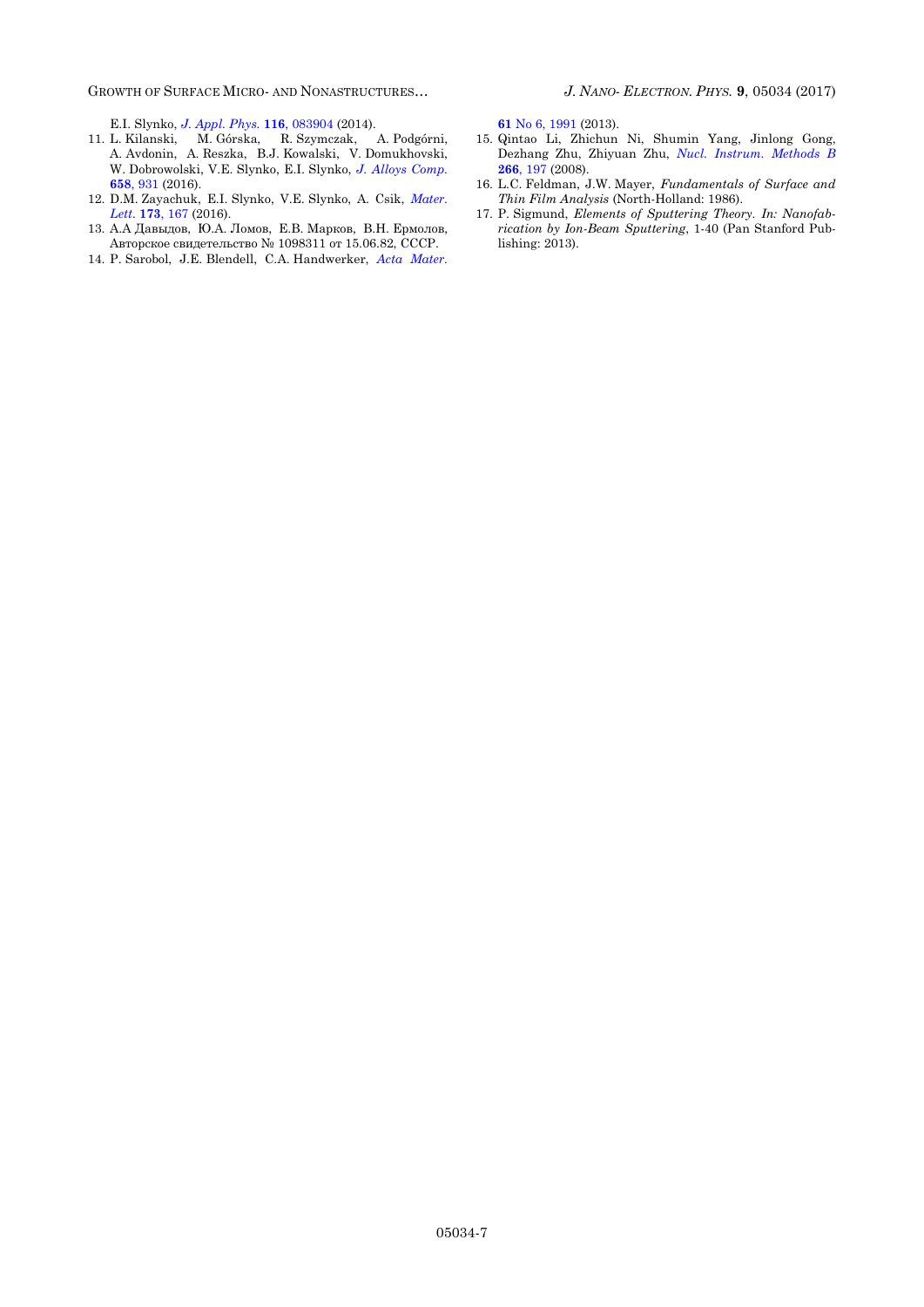E.I. Slynko, *J. Appl. Phys.* **116**, 083904 (2014).

11. L. Kilanski, M. Górska, R. Szymczak, A. Podgórni, A. Avdonin, A. Reszka, B.J. Kowalski, V. Domukhovski, W. Dobrowolski, V.E. Slynko, E.I. Slynko, *J. Alloys Comp.* **658**, 931 (2016).
12. D.M. Zayachuk, E.I. Slynko, V.E. Slynko, A. Csik, *Mater. Lett.* **173**, 167 (2016).
13. А.А Давыдов, Ю.А. Ломов, Е.В. Марков, В.Н. Ермолов, Авторское свидетельство № 1098311 от 15.06.82, СССР.
14. P. Sarobol, J.E. Blendell, C.A. Handwerker, *Acta Mater.* **61** No 6, 1991 (2013).
15. Qintao Li, Zhichun Ni, Shumin Yang, Jinlong Gong, Dezhang Zhu, Zhiyuan Zhu, *Nucl. Instrum. Methods B* **266**, 197 (2008).
16. L.C. Feldman, J.W. Mayer, *Fundamentals of Surface and Thin Film Analysis* (North-Holland: 1986).
17. P. Sigmund, *Elements of Sputtering Theory. In: Nanofabrication by Ion-Beam Sputtering*, 1-40 (Pan Stanford Publishing: 2013).